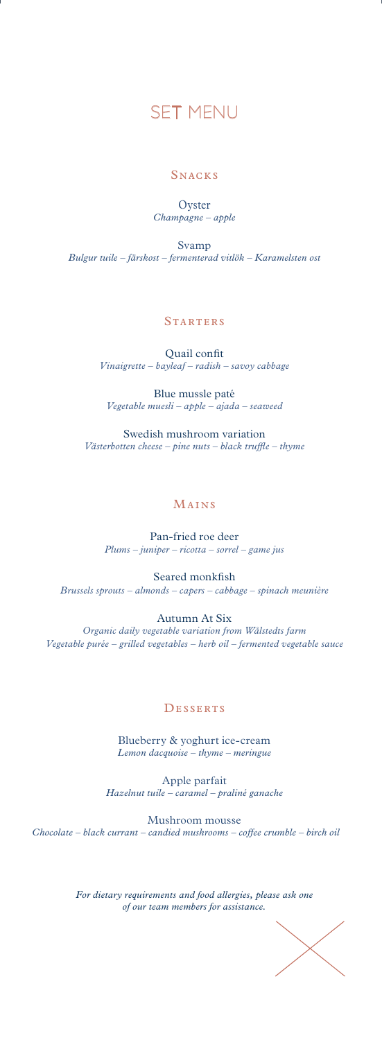# SET MENU

## Snacks

Oyster
*Champagne – apple*

Svamp
*Bulgur tuile – färskost – fermenterad vitlök – Karamelsten ost*

## Starters

Quail confit
*Vinaigrette – bayleaf – radish – savoy cabbage*

Blue mussle paté
*Vegetable muesli – apple – ajada – seaweed*

Swedish mushroom variation
*Västerbotten cheese – pine nuts – black truffle – thyme*

## Mains

Pan-fried roe deer
*Plums – juniper – ricotta – sorrel – game jus*

Seared monkfish
*Brussels sprouts – almonds – capers – cabbage – spinach meunière*

Autumn At Six
*Organic daily vegetable variation from Wålstedts farm*
*Vegetable purée – grilled vegetables – herb oil – fermented vegetable sauce*

## Desserts

Blueberry & yoghurt ice-cream
*Lemon dacquoise – thyme – meringue*

Apple parfait
*Hazelnut tuile – caramel – praliné ganache*

Mushroom mousse
*Chocolate – black currant – candied mushrooms – coffee crumble – birch oil*

*For dietary requirements and food allergies, please ask one of our team members for assistance.*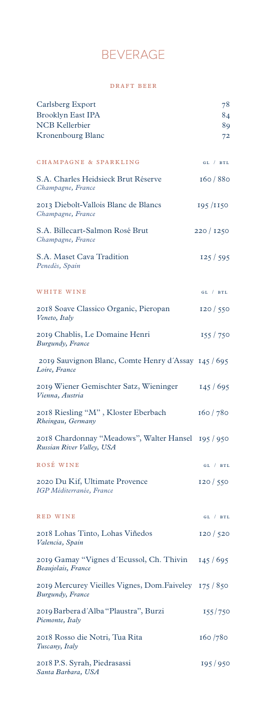# BEVERAGE

## DRAFT BEER

| | |
|---|---|
| Carlsberg Export | 78 |
| Brooklyn East IPA | 84 |
| NCB Kellerbier | 89 |
| Kronenbourg Blanc | 72 |

## CHAMPAGNE & SPARKLING

| | GL / BTL |
|---|---|
| S.A. Charles Heidsieck Brut Réserve<br>*Champagne, France* | 160 / 880 |
| 2013 Diebolt-Vallois Blanc de Blancs<br>*Champagne, France* | 195 /1150 |
| S.A. Billecart-Salmon Rosé Brut<br>*Champagne, France* | 220 / 1250 |
| S.A. Maset Cava Tradition<br>*Penedès, Spain* | 125 / 595 |

## WHITE WINE

| | GL / BTL |
|---|---|
| 2018 Soave Classico Organic, Pieropan<br>*Veneto, Italy* | 120 / 550 |
| 2019 Chablis, Le Domaine Henri<br>*Burgundy, France* | 155 / 750 |
| 2019 Sauvignon Blanc, Comte Henry d´Assay<br>*Loire, France* | 145 / 695 |
| 2019 Wiener Gemischter Satz, Wieninger<br>*Vienna, Austria* | 145 / 695 |
| 2018 Riesling "M" , Kloster Eberbach<br>*Rheingau, Germany* | 160 / 780 |
| 2018 Chardonnay "Meadows", Walter Hansel<br>*Russian River Valley, USA* | 195 / 950 |

## ROSÉ WINE

| | GL / BTL |
|---|---|
| 2020 Du Kif, Ultimate Provence<br>*IGP Méditerranée, France* | 120 / 550 |

## RED WINE

| | GL / BTL |
|---|---|
| 2018 Lohas Tinto, Lohas Viñedos<br>*Valencia, Spain* | 120 / 520 |
| 2019 Gamay "Vignes d´Ecussol, Ch. Thivin<br>*Beaujolais, France* | 145 / 695 |
| 2019 Mercurey Vieilles Vignes, Dom.Faiveley<br>*Burgundy, France* | 175 / 850 |
| 2019 Barbera d´Alba "Plaustra", Burzi<br>*Piemonte, Italy* | 155/750 |
| 2018 Rosso die Notri, Tua Rita<br>*Tuscany, Italy* | 160 /780 |
| 2018 P.S. Syrah, Piedrasassi<br>*Santa Barbara, USA* | 195 / 950 |